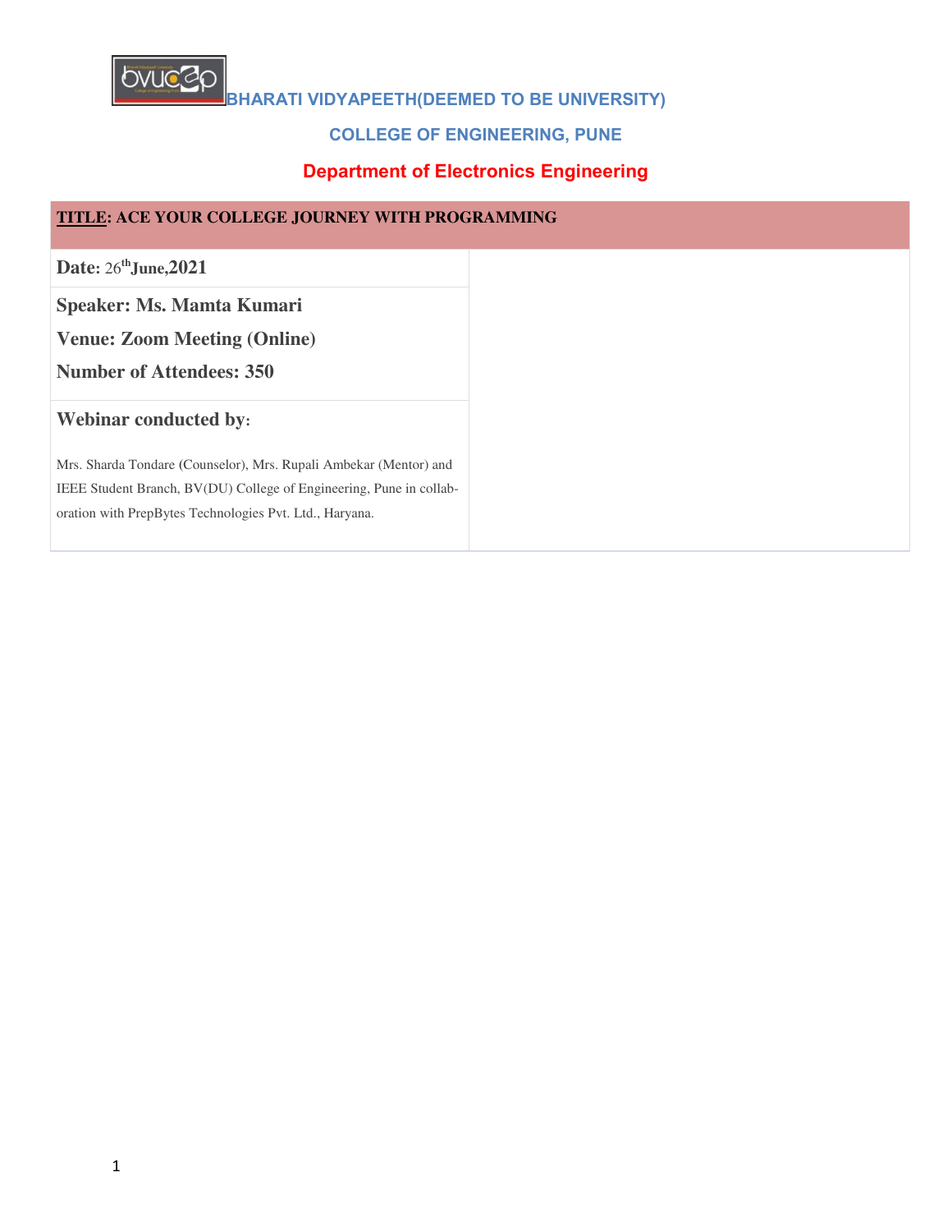# BHARATI VIDYAPEETH(DEEMED TO BE UNIVERSITY)

## COLLEGE OF ENGINEERING, PUNE

## Department of Electronics Engineering

| **TITLE: ACE YOUR COLLEGE JOURNEY WITH PROGRAMMING** | |
|---|---|
| **Date:** 26th **June,2021** | |
| **Speaker: Ms. Mamta Kumari**<br>**Venue: Zoom Meeting (Online)**<br>**Number of Attendees: 350** | |
| **Webinar conducted by:**<br><br>Mrs. Sharda Tondare (Counselor), Mrs. Rupali Ambekar (Mentor) and IEEE Student Branch, BV(DU) College of Engineering, Pune in collaboration with PrepBytes Technologies Pvt. Ltd., Haryana. | |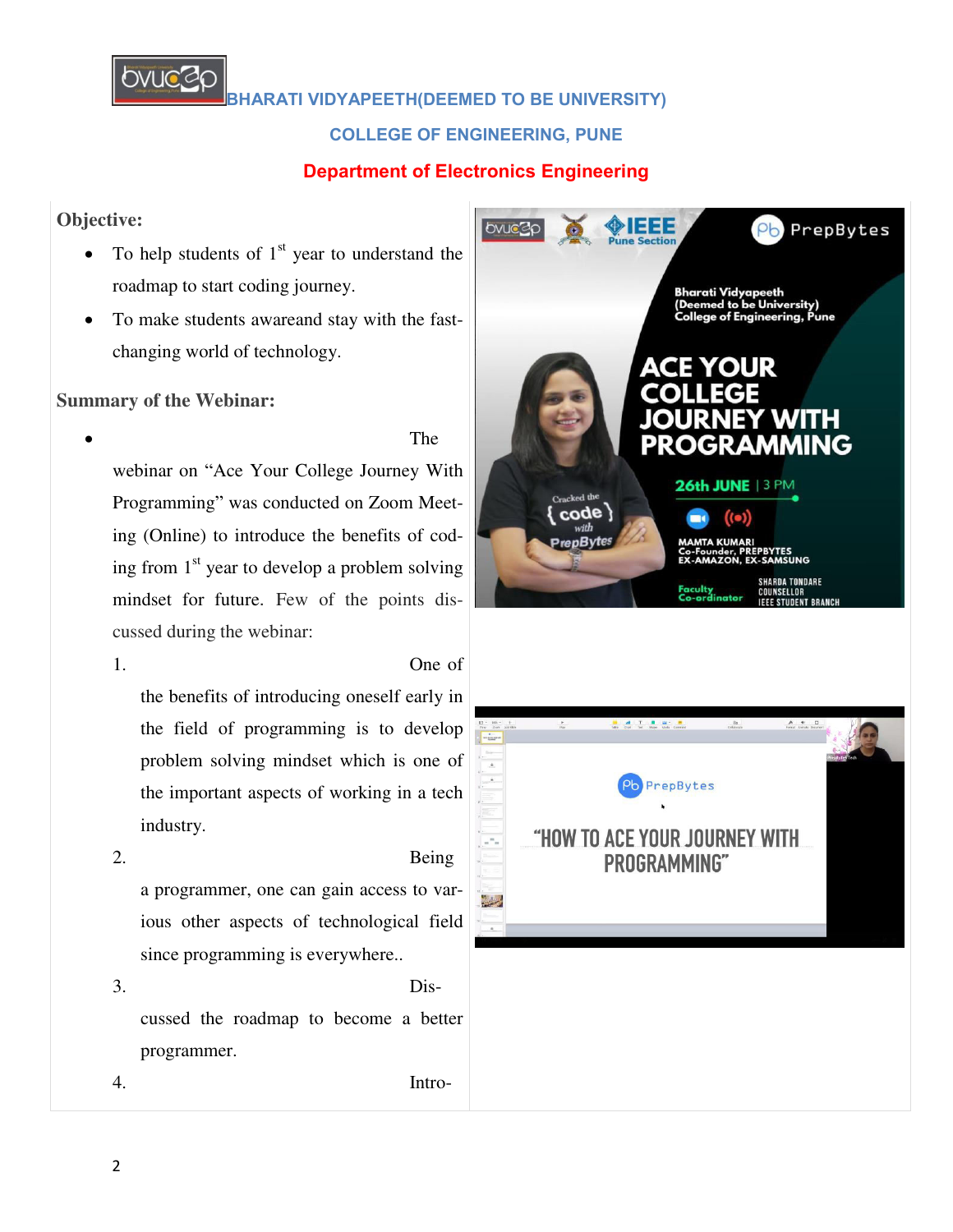**BHARATI VIDYAPEETH(DEEMED TO BE UNIVERSITY)**

**COLLEGE OF ENGINEERING, PUNE**

**Department of Electronics Engineering**

## Objective:

- To help students of 1st year to understand the roadmap to start coding journey.
- To make students awareand stay with the fast-changing world of technology.

## Summary of the Webinar:

- The webinar on "Ace Your College Journey With Programming" was conducted on Zoom Meeting (Online) to introduce the benefits of coding from 1st year to develop a problem solving mindset for future. Few of the points discussed during the webinar:
    1. One of the benefits of introducing oneself early in the field of programming is to develop problem solving mindset which is one of the important aspects of working in a tech industry.
    2. Being a programmer, one can gain access to various other aspects of technological field since programming is everywhere..
    3. Discussed the roadmap to become a better programmer.
    4. Intro-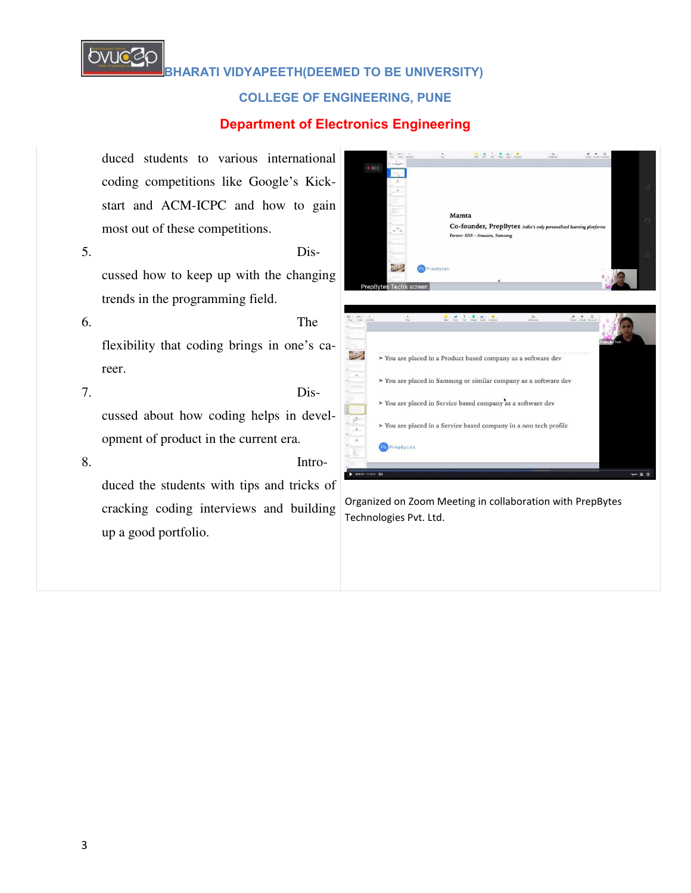duced students to various international coding competitions like Google's Kick-start and ACM-ICPC and how to gain most out of these competitions.

5. Discussed how to keep up with the changing trends in the programming field.
6. The flexibility that coding brings in one's career.
7. Discussed about how coding helps in development of product in the current era.
8. Introduced the students with tips and tricks of cracking coding interviews and building up a good portfolio.

Organized on Zoom Meeting in collaboration with PrepBytes Technologies Pvt. Ltd.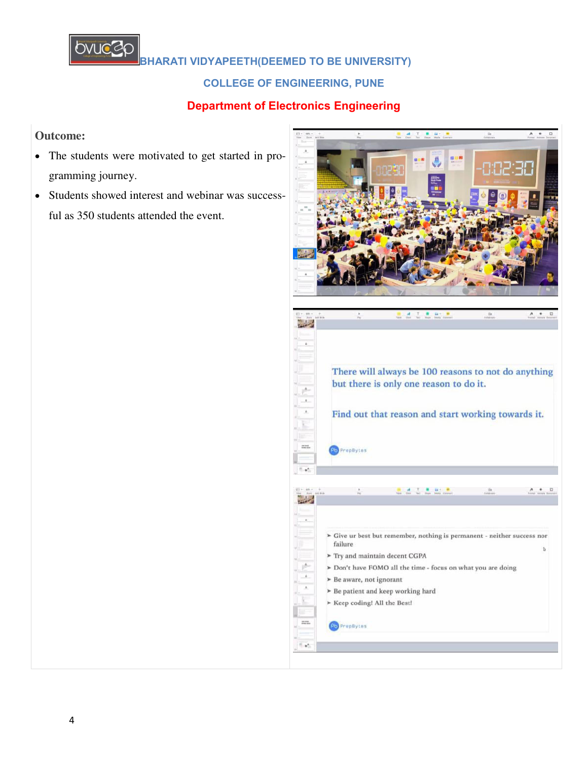**Outcome:**

- The students were motivated to get started in programming journey.
- Students showed interest and webinar was successful as 350 students attended the event.

There will always be 100 reasons to not do anything but there is only one reason to do it.

Find out that reason and start working towards it.

PrepBytes

- Give ur best but remember, nothing is permanent - neither success nor failure
- Try and maintain decent CGPA
- Don't have FOMO all the time - focus on what you are doing
- Be aware, not ignorant
- Be patient and keep working hard
- Keep coding! All the Best!

PrepBytes